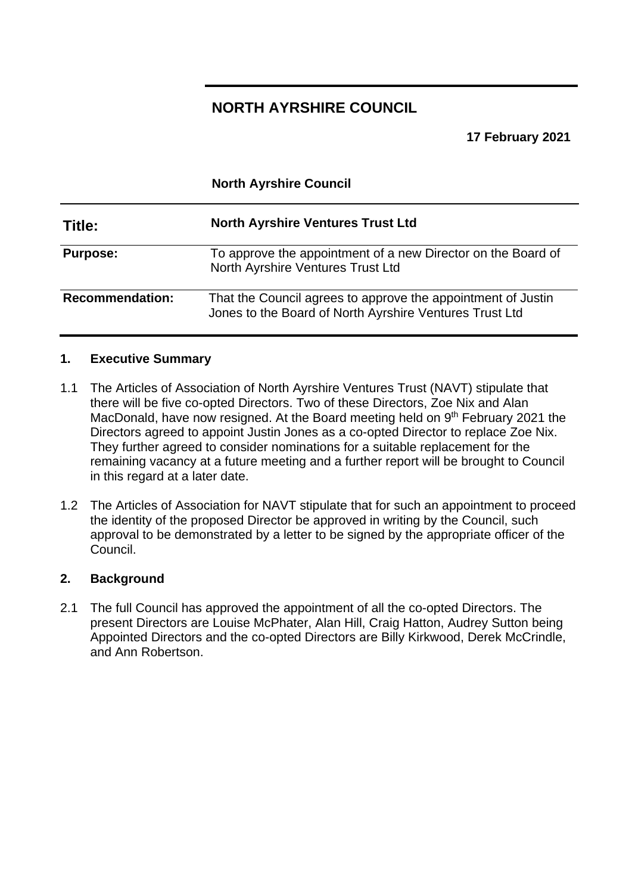# NORTH AYRSHIRE COUNCIL

**17 February 2021**

**North Ayrshire Council**

| | |
|---|---|
| **Title:** | **North Ayrshire Ventures Trust Ltd** |
| **Purpose:** | To approve the appointment of a new Director on the Board of North Ayrshire Ventures Trust Ltd |
| **Recommendation:** | That the Council agrees to approve the appointment of Justin Jones to the Board of North Ayrshire Ventures Trust Ltd |

## 1. Executive Summary

1.1 The Articles of Association of North Ayrshire Ventures Trust (NAVT) stipulate that there will be five co-opted Directors. Two of these Directors, Zoe Nix and Alan MacDonald, have now resigned. At the Board meeting held on 9th February 2021 the Directors agreed to appoint Justin Jones as a co-opted Director to replace Zoe Nix. They further agreed to consider nominations for a suitable replacement for the remaining vacancy at a future meeting and a further report will be brought to Council in this regard at a later date.

1.2 The Articles of Association for NAVT stipulate that for such an appointment to proceed the identity of the proposed Director be approved in writing by the Council, such approval to be demonstrated by a letter to be signed by the appropriate officer of the Council.

## 2. Background

2.1 The full Council has approved the appointment of all the co-opted Directors. The present Directors are Louise McPhater, Alan Hill, Craig Hatton, Audrey Sutton being Appointed Directors and the co-opted Directors are Billy Kirkwood, Derek McCrindle, and Ann Robertson.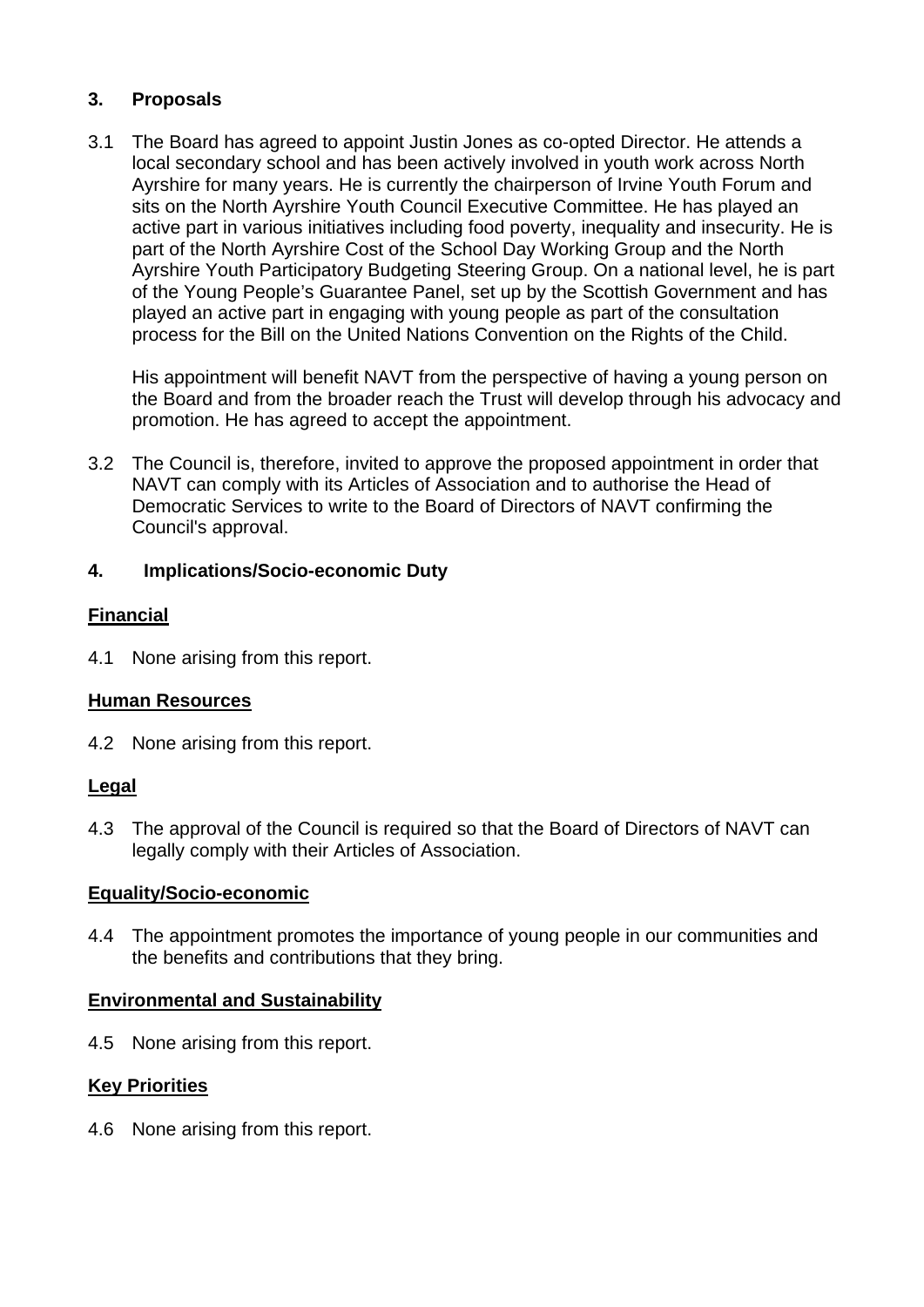## 3. Proposals

3.1 The Board has agreed to appoint Justin Jones as co-opted Director. He attends a local secondary school and has been actively involved in youth work across North Ayrshire for many years. He is currently the chairperson of Irvine Youth Forum and sits on the North Ayrshire Youth Council Executive Committee. He has played an active part in various initiatives including food poverty, inequality and insecurity. He is part of the North Ayrshire Cost of the School Day Working Group and the North Ayrshire Youth Participatory Budgeting Steering Group. On a national level, he is part of the Young People's Guarantee Panel, set up by the Scottish Government and has played an active part in engaging with young people as part of the consultation process for the Bill on the United Nations Convention on the Rights of the Child.

His appointment will benefit NAVT from the perspective of having a young person on the Board and from the broader reach the Trust will develop through his advocacy and promotion. He has agreed to accept the appointment.

3.2 The Council is, therefore, invited to approve the proposed appointment in order that NAVT can comply with its Articles of Association and to authorise the Head of Democratic Services to write to the Board of Directors of NAVT confirming the Council's approval.

## 4. Implications/Socio-economic Duty

**Financial**

4.1 None arising from this report.

**Human Resources**

4.2 None arising from this report.

**Legal**

4.3 The approval of the Council is required so that the Board of Directors of NAVT can legally comply with their Articles of Association.

**Equality/Socio-economic**

4.4 The appointment promotes the importance of young people in our communities and the benefits and contributions that they bring.

**Environmental and Sustainability**

4.5 None arising from this report.

**Key Priorities**

4.6 None arising from this report.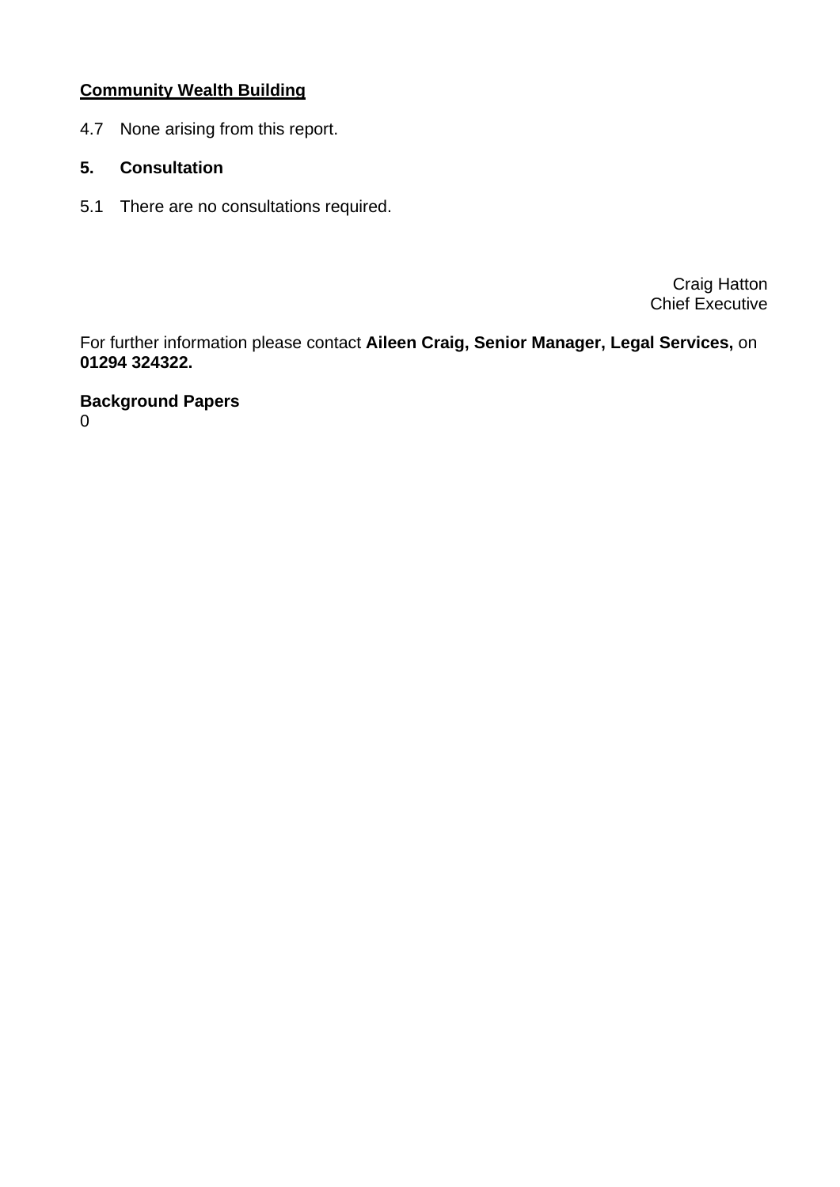**Community Wealth Building**

4.7 None arising from this report.

**5. Consultation**

5.1 There are no consultations required.

Craig Hatton
Chief Executive

For further information please contact **Aileen Craig, Senior Manager, Legal Services,** on **01294 324322.**

**Background Papers**
0